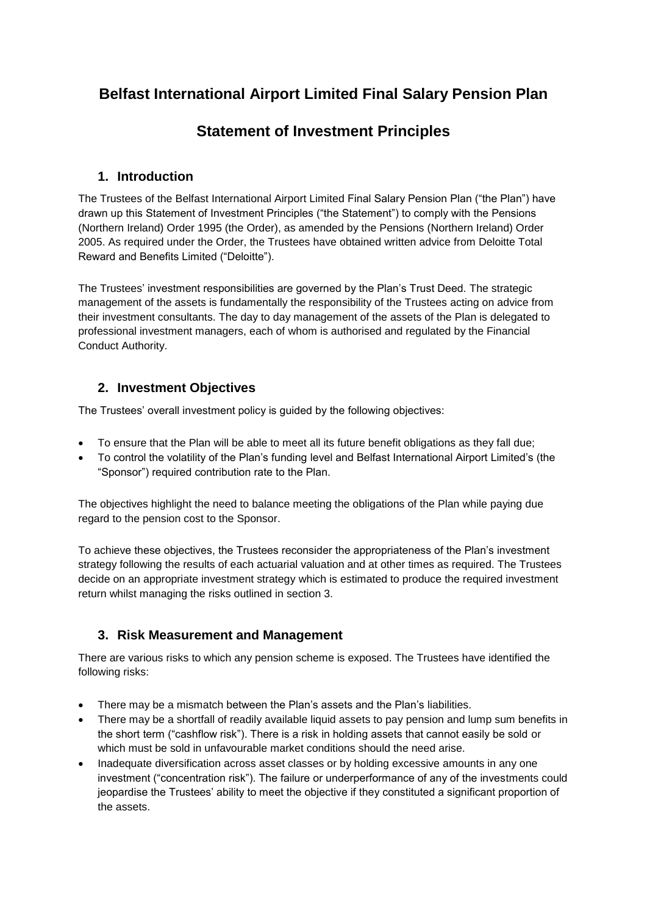# Belfast International Airport Limited Final Salary Pension Plan

# Statement of Investment Principles

## 1. Introduction

The Trustees of the Belfast International Airport Limited Final Salary Pension Plan ("the Plan") have drawn up this Statement of Investment Principles ("the Statement") to comply with the Pensions (Northern Ireland) Order 1995 (the Order), as amended by the Pensions (Northern Ireland) Order 2005. As required under the Order, the Trustees have obtained written advice from Deloitte Total Reward and Benefits Limited ("Deloitte").

The Trustees' investment responsibilities are governed by the Plan's Trust Deed. The strategic management of the assets is fundamentally the responsibility of the Trustees acting on advice from their investment consultants. The day to day management of the assets of the Plan is delegated to professional investment managers, each of whom is authorised and regulated by the Financial Conduct Authority.

## 2. Investment Objectives

The Trustees' overall investment policy is guided by the following objectives:

- To ensure that the Plan will be able to meet all its future benefit obligations as they fall due;
- To control the volatility of the Plan's funding level and Belfast International Airport Limited's (the "Sponsor") required contribution rate to the Plan.

The objectives highlight the need to balance meeting the obligations of the Plan while paying due regard to the pension cost to the Sponsor.

To achieve these objectives, the Trustees reconsider the appropriateness of the Plan's investment strategy following the results of each actuarial valuation and at other times as required. The Trustees decide on an appropriate investment strategy which is estimated to produce the required investment return whilst managing the risks outlined in section 3.

## 3. Risk Measurement and Management

There are various risks to which any pension scheme is exposed. The Trustees have identified the following risks:

- There may be a mismatch between the Plan's assets and the Plan's liabilities.
- There may be a shortfall of readily available liquid assets to pay pension and lump sum benefits in the short term ("cashflow risk"). There is a risk in holding assets that cannot easily be sold or which must be sold in unfavourable market conditions should the need arise.
- Inadequate diversification across asset classes or by holding excessive amounts in any one investment ("concentration risk"). The failure or underperformance of any of the investments could jeopardise the Trustees' ability to meet the objective if they constituted a significant proportion of the assets.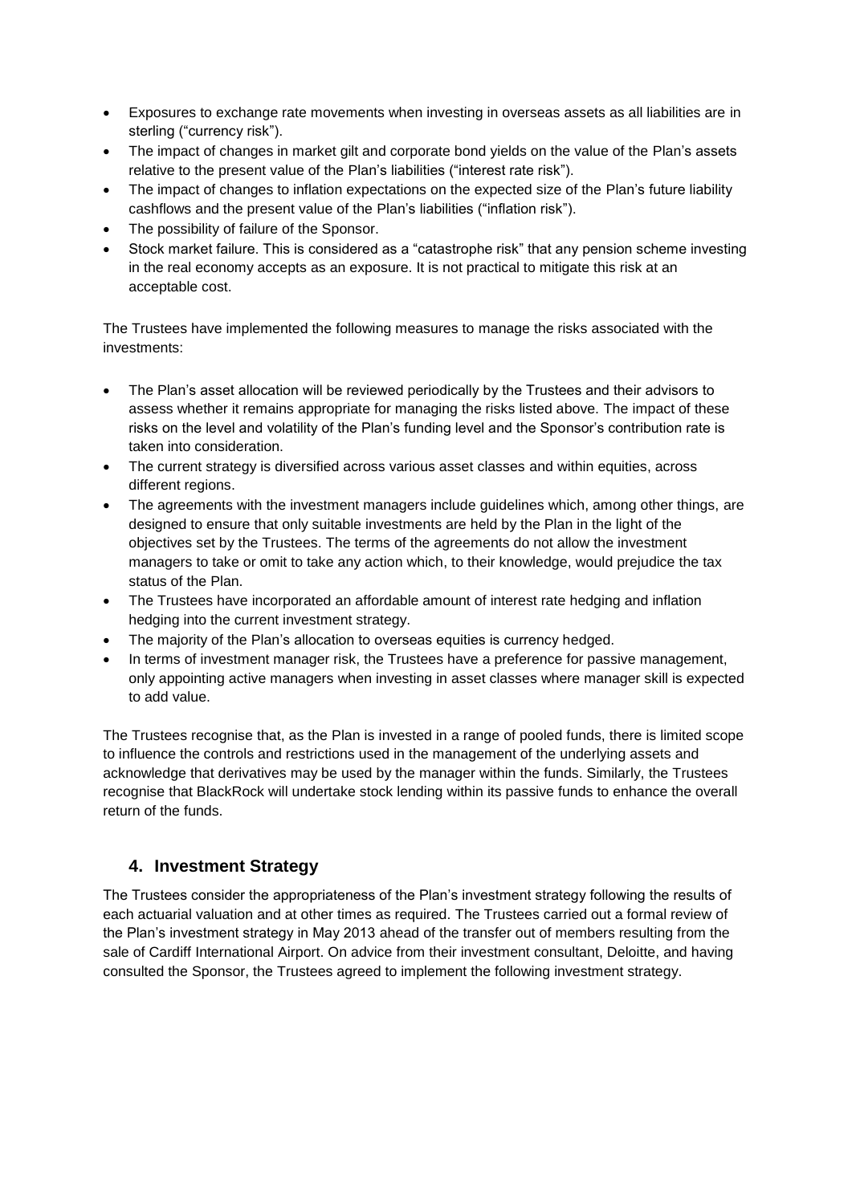- Exposures to exchange rate movements when investing in overseas assets as all liabilities are in sterling ("currency risk").
- The impact of changes in market gilt and corporate bond yields on the value of the Plan's assets relative to the present value of the Plan's liabilities ("interest rate risk").
- The impact of changes to inflation expectations on the expected size of the Plan's future liability cashflows and the present value of the Plan's liabilities ("inflation risk").
- The possibility of failure of the Sponsor.
- Stock market failure. This is considered as a "catastrophe risk" that any pension scheme investing in the real economy accepts as an exposure. It is not practical to mitigate this risk at an acceptable cost.

The Trustees have implemented the following measures to manage the risks associated with the investments:

- The Plan's asset allocation will be reviewed periodically by the Trustees and their advisors to assess whether it remains appropriate for managing the risks listed above. The impact of these risks on the level and volatility of the Plan's funding level and the Sponsor's contribution rate is taken into consideration.
- The current strategy is diversified across various asset classes and within equities, across different regions.
- The agreements with the investment managers include guidelines which, among other things, are designed to ensure that only suitable investments are held by the Plan in the light of the objectives set by the Trustees. The terms of the agreements do not allow the investment managers to take or omit to take any action which, to their knowledge, would prejudice the tax status of the Plan.
- The Trustees have incorporated an affordable amount of interest rate hedging and inflation hedging into the current investment strategy.
- The majority of the Plan's allocation to overseas equities is currency hedged.
- In terms of investment manager risk, the Trustees have a preference for passive management, only appointing active managers when investing in asset classes where manager skill is expected to add value.

The Trustees recognise that, as the Plan is invested in a range of pooled funds, there is limited scope to influence the controls and restrictions used in the management of the underlying assets and acknowledge that derivatives may be used by the manager within the funds. Similarly, the Trustees recognise that BlackRock will undertake stock lending within its passive funds to enhance the overall return of the funds.

## 4. Investment Strategy

The Trustees consider the appropriateness of the Plan's investment strategy following the results of each actuarial valuation and at other times as required. The Trustees carried out a formal review of the Plan's investment strategy in May 2013 ahead of the transfer out of members resulting from the sale of Cardiff International Airport. On advice from their investment consultant, Deloitte, and having consulted the Sponsor, the Trustees agreed to implement the following investment strategy.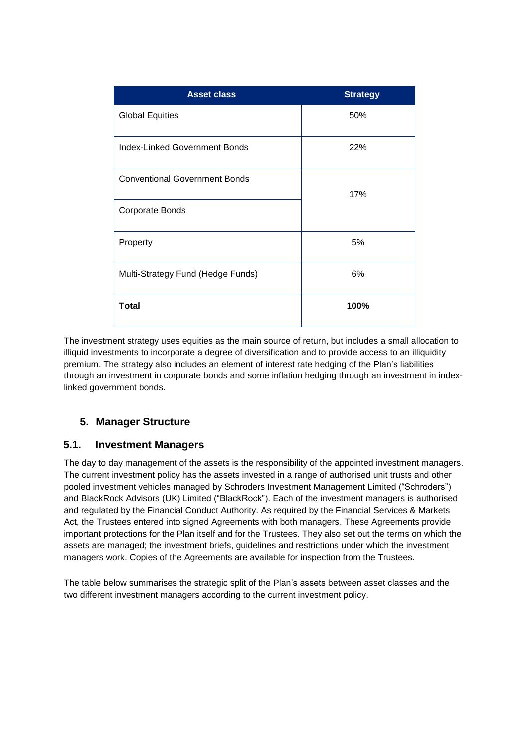| Asset class | Strategy |
|---|---|
| Global Equities | 50% |
| Index-Linked Government Bonds | 22% |
| Conventional Government Bonds | 17% |
| Corporate Bonds | |
| Property | 5% |
| Multi-Strategy Fund (Hedge Funds) | 6% |
| **Total** | **100%** |

The investment strategy uses equities as the main source of return, but includes a small allocation to illiquid investments to incorporate a degree of diversification and to provide access to an illiquidity premium. The strategy also includes an element of interest rate hedging of the Plan's liabilities through an investment in corporate bonds and some inflation hedging through an investment in index-linked government bonds.

## 5. Manager Structure

### 5.1. Investment Managers

The day to day management of the assets is the responsibility of the appointed investment managers. The current investment policy has the assets invested in a range of authorised unit trusts and other pooled investment vehicles managed by Schroders Investment Management Limited ("Schroders") and BlackRock Advisors (UK) Limited ("BlackRock"). Each of the investment managers is authorised and regulated by the Financial Conduct Authority. As required by the Financial Services & Markets Act, the Trustees entered into signed Agreements with both managers. These Agreements provide important protections for the Plan itself and for the Trustees. They also set out the terms on which the assets are managed; the investment briefs, guidelines and restrictions under which the investment managers work. Copies of the Agreements are available for inspection from the Trustees.

The table below summarises the strategic split of the Plan's assets between asset classes and the two different investment managers according to the current investment policy.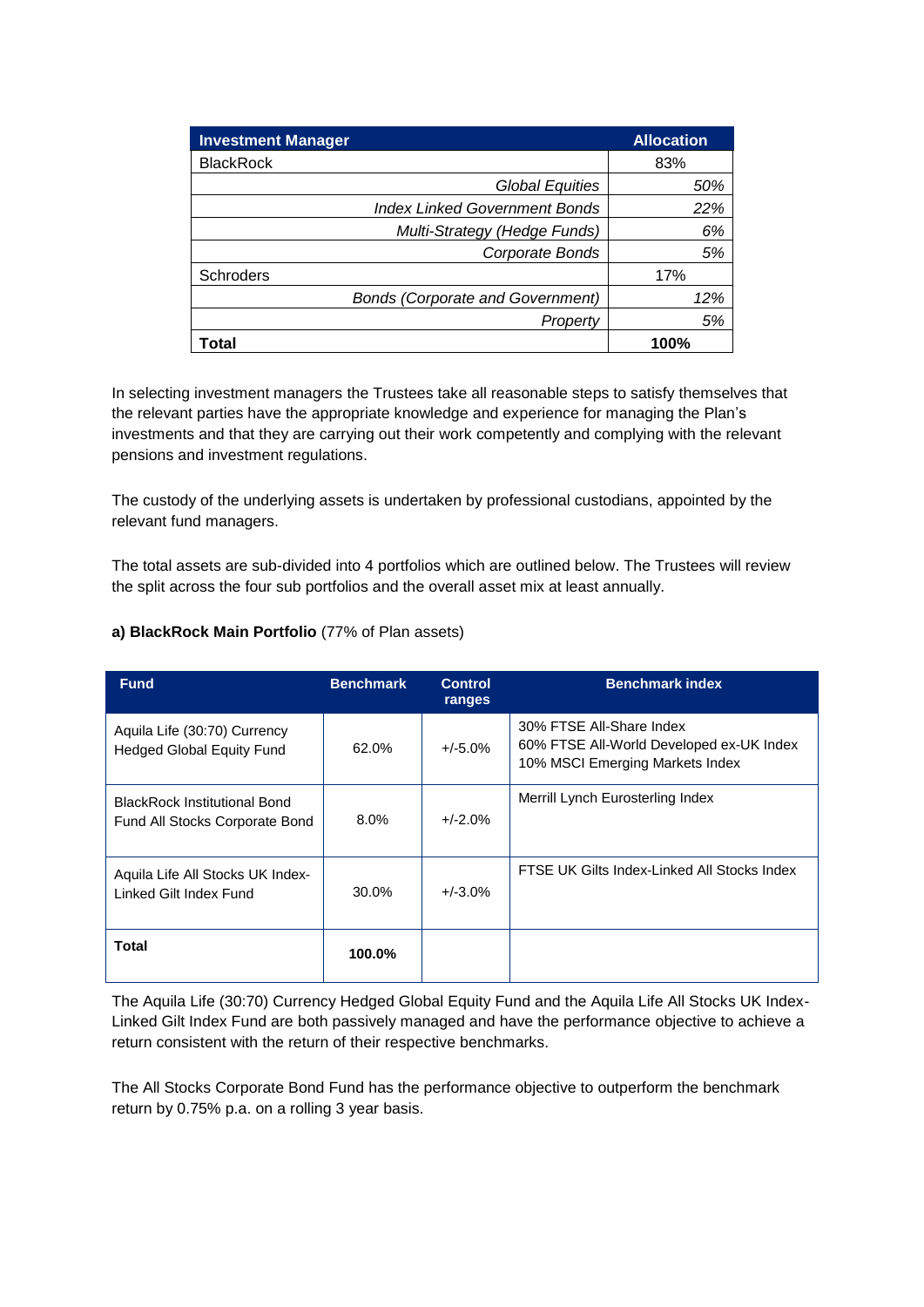| Investment Manager | Allocation |
| --- | --- |
| BlackRock | 83% |
| *Global Equities* | *50%* |
| *Index Linked Government Bonds* | *22%* |
| *Multi-Strategy (Hedge Funds)* | *6%* |
| *Corporate Bonds* | *5%* |
| Schroders | 17% |
| *Bonds (Corporate and Government)* | *12%* |
| *Property* | *5%* |
| **Total** | **100%** |

In selecting investment managers the Trustees take all reasonable steps to satisfy themselves that the relevant parties have the appropriate knowledge and experience for managing the Plan's investments and that they are carrying out their work competently and complying with the relevant pensions and investment regulations.

The custody of the underlying assets is undertaken by professional custodians, appointed by the relevant fund managers.

The total assets are sub-divided into 4 portfolios which are outlined below. The Trustees will review the split across the four sub portfolios and the overall asset mix at least annually.

**a) BlackRock Main Portfolio** (77% of Plan assets)

| Fund | Benchmark | Control ranges | Benchmark index |
| --- | --- | --- | --- |
| Aquila Life (30:70) Currency Hedged Global Equity Fund | 62.0% | +/-5.0% | 30% FTSE All-Share Index<br>60% FTSE All-World Developed ex-UK Index<br>10% MSCI Emerging Markets Index |
| BlackRock Institutional Bond Fund All Stocks Corporate Bond | 8.0% | +/-2.0% | Merrill Lynch Eurosterling Index |
| Aquila Life All Stocks UK Index-Linked Gilt Index Fund | 30.0% | +/-3.0% | FTSE UK Gilts Index-Linked All Stocks Index |
| **Total** | **100.0%** | | |

The Aquila Life (30:70) Currency Hedged Global Equity Fund and the Aquila Life All Stocks UK Index-Linked Gilt Index Fund are both passively managed and have the performance objective to achieve a return consistent with the return of their respective benchmarks.

The All Stocks Corporate Bond Fund has the performance objective to outperform the benchmark return by 0.75% p.a. on a rolling 3 year basis.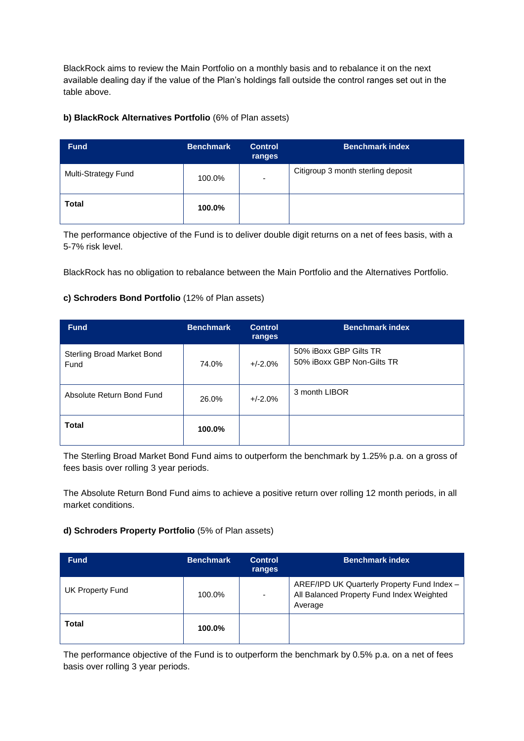BlackRock aims to review the Main Portfolio on a monthly basis and to rebalance it on the next available dealing day if the value of the Plan's holdings fall outside the control ranges set out in the table above.

**b) BlackRock Alternatives Portfolio** (6% of Plan assets)

| Fund | Benchmark | Control ranges | Benchmark index |
|---|---|---|---|
| Multi-Strategy Fund | 100.0% | - | Citigroup 3 month sterling deposit |
| **Total** | **100.0%** | | |

The performance objective of the Fund is to deliver double digit returns on a net of fees basis, with a 5-7% risk level.

BlackRock has no obligation to rebalance between the Main Portfolio and the Alternatives Portfolio.

**c) Schroders Bond Portfolio** (12% of Plan assets)

| Fund | Benchmark | Control ranges | Benchmark index |
|---|---|---|---|
| Sterling Broad Market Bond Fund | 74.0% | +/-2.0% | 50% iBoxx GBP Gilts TR<br>50% iBoxx GBP Non-Gilts TR |
| Absolute Return Bond Fund | 26.0% | +/-2.0% | 3 month LIBOR |
| **Total** | **100.0%** | | |

The Sterling Broad Market Bond Fund aims to outperform the benchmark by 1.25% p.a. on a gross of fees basis over rolling 3 year periods.

The Absolute Return Bond Fund aims to achieve a positive return over rolling 12 month periods, in all market conditions.

**d) Schroders Property Portfolio** (5% of Plan assets)

| Fund | Benchmark | Control ranges | Benchmark index |
|---|---|---|---|
| UK Property Fund | 100.0% | - | AREF/IPD UK Quarterly Property Fund Index – All Balanced Property Fund Index Weighted Average |
| **Total** | **100.0%** | | |

The performance objective of the Fund is to outperform the benchmark by 0.5% p.a. on a net of fees basis over rolling 3 year periods.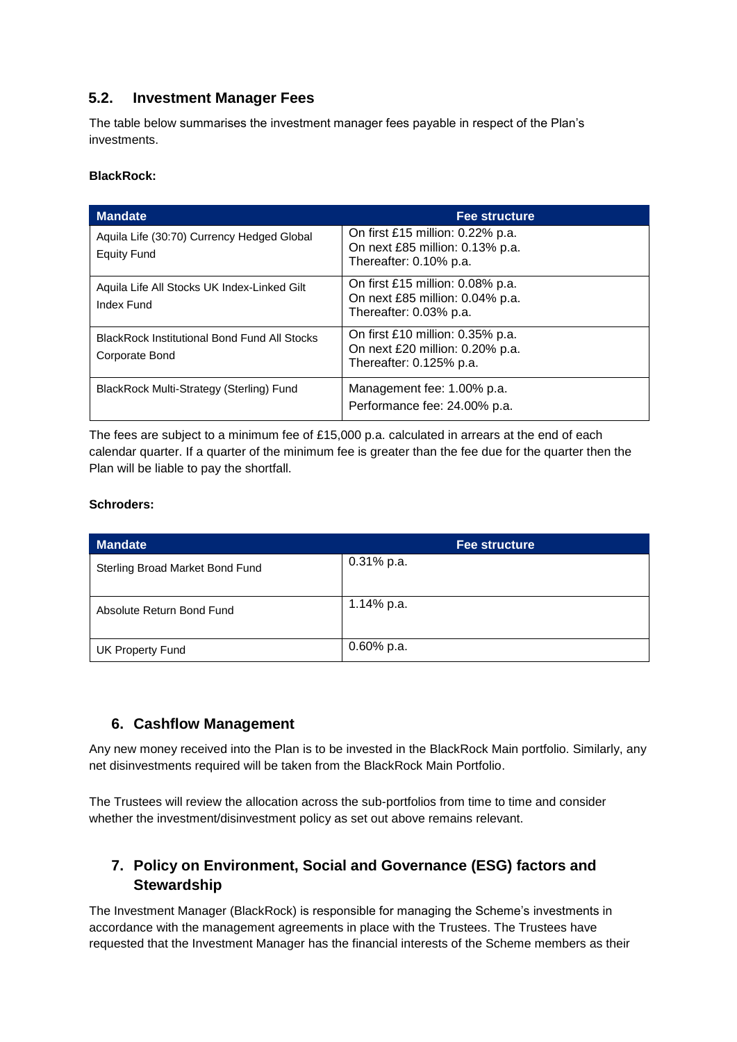## 5.2. Investment Manager Fees

The table below summarises the investment manager fees payable in respect of the Plan's investments.

**BlackRock:**

| Mandate | Fee structure |
|---|---|
| Aquila Life (30:70) Currency Hedged Global Equity Fund | On first £15 million: 0.22% p.a.<br>On next £85 million: 0.13% p.a.<br>Thereafter: 0.10% p.a. |
| Aquila Life All Stocks UK Index-Linked Gilt Index Fund | On first £15 million: 0.08% p.a.<br>On next £85 million: 0.04% p.a.<br>Thereafter: 0.03% p.a. |
| BlackRock Institutional Bond Fund All Stocks Corporate Bond | On first £10 million: 0.35% p.a.<br>On next £20 million: 0.20% p.a.<br>Thereafter: 0.125% p.a. |
| BlackRock Multi-Strategy (Sterling) Fund | Management fee: 1.00% p.a.<br>Performance fee: 24.00% p.a. |

The fees are subject to a minimum fee of £15,000 p.a. calculated in arrears at the end of each calendar quarter. If a quarter of the minimum fee is greater than the fee due for the quarter then the Plan will be liable to pay the shortfall.

**Schroders:**

| Mandate | Fee structure |
|---|---|
| Sterling Broad Market Bond Fund | 0.31% p.a. |
| Absolute Return Bond Fund | 1.14% p.a. |
| UK Property Fund | 0.60% p.a. |

# 6. Cashflow Management

Any new money received into the Plan is to be invested in the BlackRock Main portfolio. Similarly, any net disinvestments required will be taken from the BlackRock Main Portfolio.

The Trustees will review the allocation across the sub-portfolios from time to time and consider whether the investment/disinvestment policy as set out above remains relevant.

# 7. Policy on Environment, Social and Governance (ESG) factors and Stewardship

The Investment Manager (BlackRock) is responsible for managing the Scheme's investments in accordance with the management agreements in place with the Trustees. The Trustees have requested that the Investment Manager has the financial interests of the Scheme members as their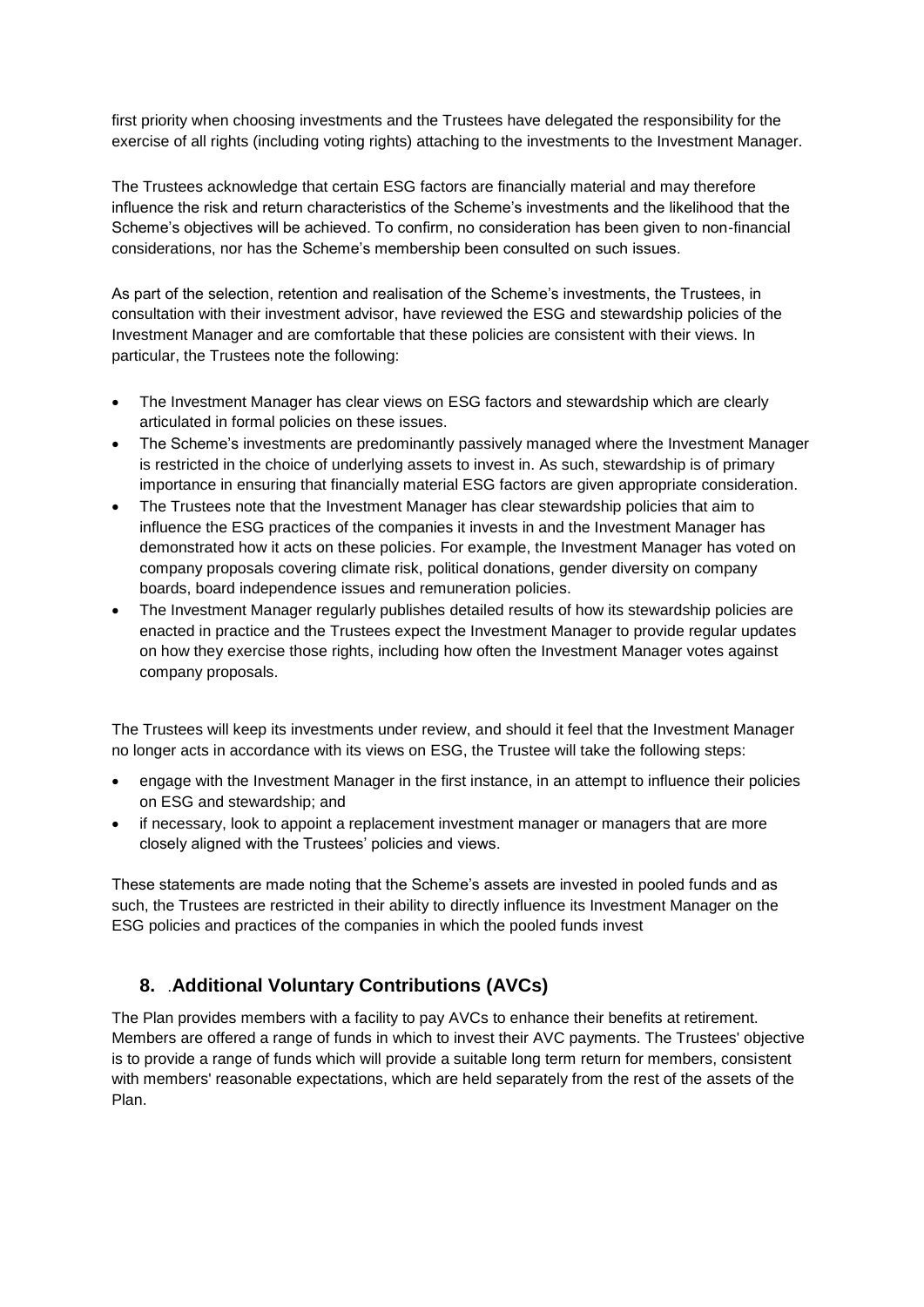first priority when choosing investments and the Trustees have delegated the responsibility for the exercise of all rights (including voting rights) attaching to the investments to the Investment Manager.

The Trustees acknowledge that certain ESG factors are financially material and may therefore influence the risk and return characteristics of the Scheme's investments and the likelihood that the Scheme's objectives will be achieved. To confirm, no consideration has been given to non-financial considerations, nor has the Scheme's membership been consulted on such issues.

As part of the selection, retention and realisation of the Scheme's investments, the Trustees, in consultation with their investment advisor, have reviewed the ESG and stewardship policies of the Investment Manager and are comfortable that these policies are consistent with their views. In particular, the Trustees note the following:

- The Investment Manager has clear views on ESG factors and stewardship which are clearly articulated in formal policies on these issues.
- The Scheme's investments are predominantly passively managed where the Investment Manager is restricted in the choice of underlying assets to invest in. As such, stewardship is of primary importance in ensuring that financially material ESG factors are given appropriate consideration.
- The Trustees note that the Investment Manager has clear stewardship policies that aim to influence the ESG practices of the companies it invests in and the Investment Manager has demonstrated how it acts on these policies. For example, the Investment Manager has voted on company proposals covering climate risk, political donations, gender diversity on company boards, board independence issues and remuneration policies.
- The Investment Manager regularly publishes detailed results of how its stewardship policies are enacted in practice and the Trustees expect the Investment Manager to provide regular updates on how they exercise those rights, including how often the Investment Manager votes against company proposals.

The Trustees will keep its investments under review, and should it feel that the Investment Manager no longer acts in accordance with its views on ESG, the Trustee will take the following steps:

- engage with the Investment Manager in the first instance, in an attempt to influence their policies on ESG and stewardship; and
- if necessary, look to appoint a replacement investment manager or managers that are more closely aligned with the Trustees' policies and views.

These statements are made noting that the Scheme's assets are invested in pooled funds and as such, the Trustees are restricted in their ability to directly influence its Investment Manager on the ESG policies and practices of the companies in which the pooled funds invest

## 8. .Additional Voluntary Contributions (AVCs)

The Plan provides members with a facility to pay AVCs to enhance their benefits at retirement. Members are offered a range of funds in which to invest their AVC payments. The Trustees' objective is to provide a range of funds which will provide a suitable long term return for members, consistent with members' reasonable expectations, which are held separately from the rest of the assets of the Plan.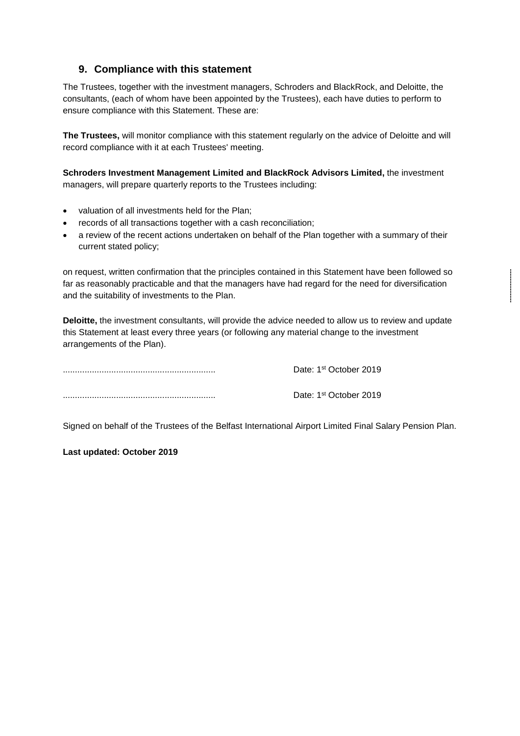## 9. Compliance with this statement

The Trustees, together with the investment managers, Schroders and BlackRock, and Deloitte, the consultants, (each of whom have been appointed by the Trustees), each have duties to perform to ensure compliance with this Statement. These are:

**The Trustees,** will monitor compliance with this statement regularly on the advice of Deloitte and will record compliance with it at each Trustees' meeting.

**Schroders Investment Management Limited and BlackRock Advisors Limited,** the investment managers, will prepare quarterly reports to the Trustees including:

- valuation of all investments held for the Plan;
- records of all transactions together with a cash reconciliation;
- a review of the recent actions undertaken on behalf of the Plan together with a summary of their current stated policy;

on request, written confirmation that the principles contained in this Statement have been followed so far as reasonably practicable and that the managers have had regard for the need for diversification and the suitability of investments to the Plan.

**Deloitte,** the investment consultants, will provide the advice needed to allow us to review and update this Statement at least every three years (or following any material change to the investment arrangements of the Plan).

.............................................................. Date: 1st October 2019

.............................................................. Date: 1st October 2019

Signed on behalf of the Trustees of the Belfast International Airport Limited Final Salary Pension Plan.

**Last updated: October 2019**